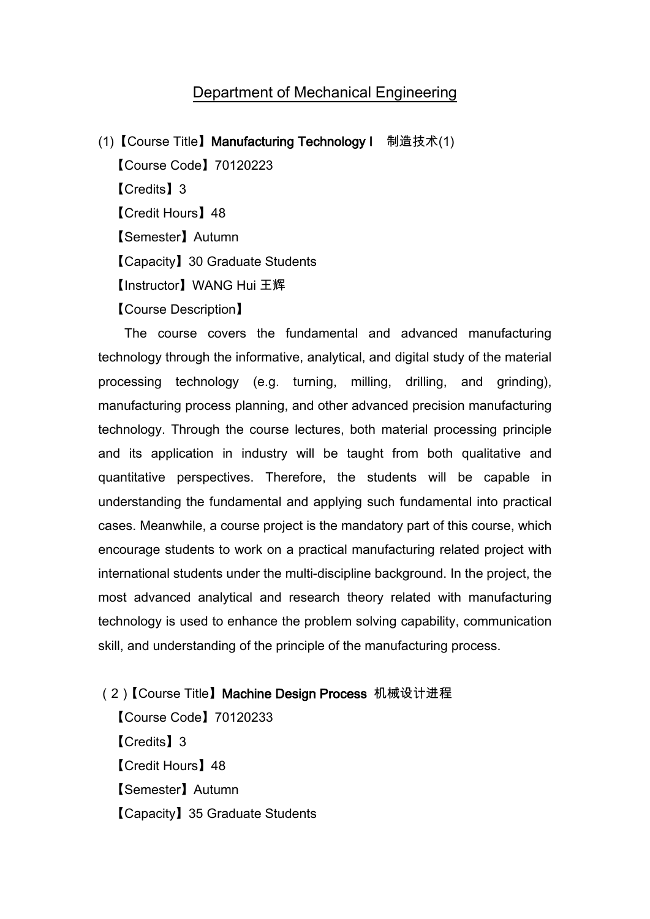# Department of Mechanical Engineering

(1)【Course Title】**Manufacturing Technology I** 制造技术(1)

【Course Code】70120223

【Credits】3

【Credit Hours】48

【Semester】Autumn

【Capacity】30 Graduate Students

【Instructor】WANG Hui 王辉

【Course Description】

The course covers the fundamental and advanced manufacturing technology through the informative, analytical, and digital study of the material processing technology (e.g. turning, milling, drilling, and grinding), manufacturing process planning, and other advanced precision manufacturing technology. Through the course lectures, both material processing principle and its application in industry will be taught from both qualitative and quantitative perspectives. Therefore, the students will be capable in understanding the fundamental and applying such fundamental into practical cases. Meanwhile, a course project is the mandatory part of this course, which encourage students to work on a practical manufacturing related project with international students under the multi-discipline background. In the project, the most advanced analytical and research theory related with manufacturing technology is used to enhance the problem solving capability, communication skill, and understanding of the principle of the manufacturing process.

（2）【Course Title】**Machine Design Process** 机械设计进程

【Course Code】70120233

【Credits】3

【Credit Hours】48

【Semester】Autumn

【Capacity】35 Graduate Students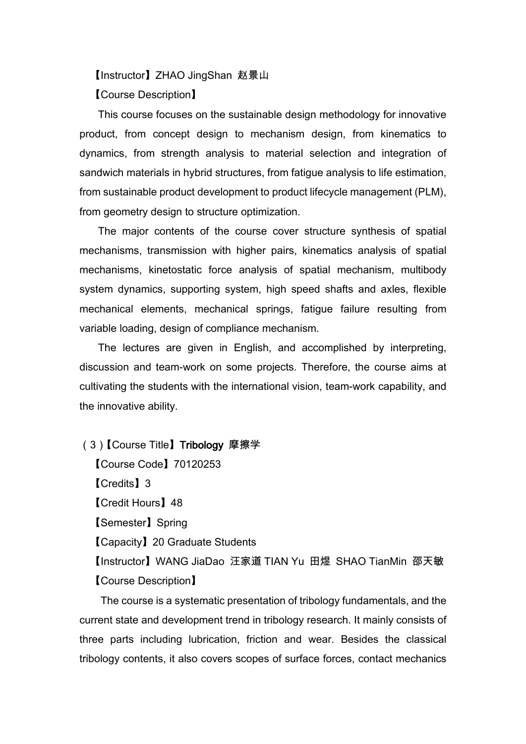【Instructor】ZHAO JingShan 赵景山

【Course Description】

This course focuses on the sustainable design methodology for innovative product, from concept design to mechanism design, from kinematics to dynamics, from strength analysis to material selection and integration of sandwich materials in hybrid structures, from fatigue analysis to life estimation, from sustainable product development to product lifecycle management (PLM), from geometry design to structure optimization.

The major contents of the course cover structure synthesis of spatial mechanisms, transmission with higher pairs, kinematics analysis of spatial mechanisms, kinetostatic force analysis of spatial mechanism, multibody system dynamics, supporting system, high speed shafts and axles, flexible mechanical elements, mechanical springs, fatigue failure resulting from variable loading, design of compliance mechanism.

The lectures are given in English, and accomplished by interpreting, discussion and team-work on some projects. Therefore, the course aims at cultivating the students with the international vision, team-work capability, and the innovative ability.

（3）【Course Title】**Tribology** 摩擦学

【Course Code】70120253

【Credits】3

【Credit Hours】48

【Semester】Spring

【Capacity】20 Graduate Students

【Instructor】WANG JiaDao 汪家道 TIAN Yu 田煜 SHAO TianMin 邵天敏

【Course Description】

The course is a systematic presentation of tribology fundamentals, and the current state and development trend in tribology research. It mainly consists of three parts including lubrication, friction and wear. Besides the classical tribology contents, it also covers scopes of surface forces, contact mechanics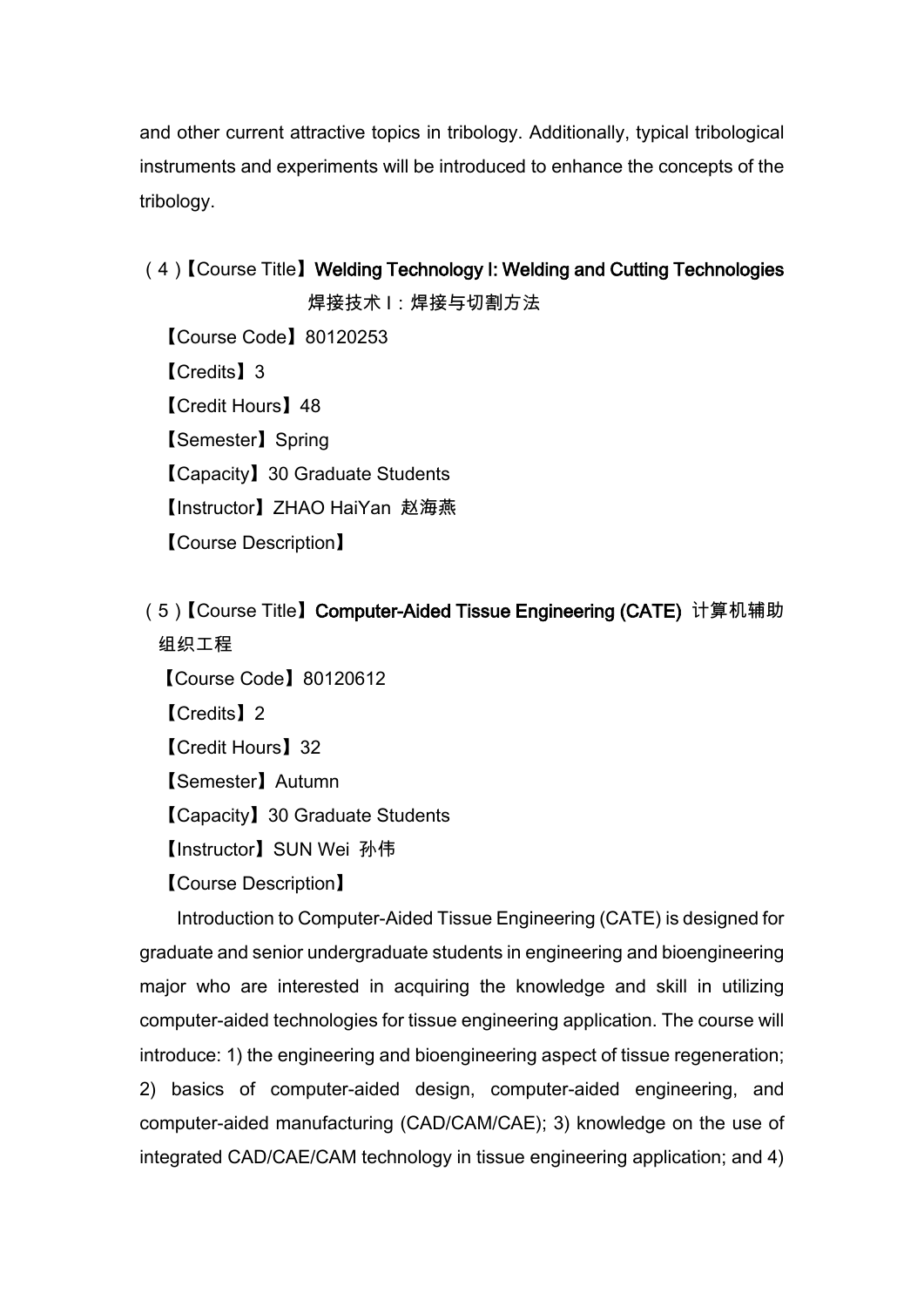and other current attractive topics in tribology. Additionally, typical tribological instruments and experiments will be introduced to enhance the concepts of the tribology.

（4）【Course Title】**Welding Technology I: Welding and Cutting Technologies** 焊接技术 I：焊接与切割方法

【Course Code】80120253

【Credits】3

【Credit Hours】48

【Semester】Spring

【Capacity】30 Graduate Students

【Instructor】ZHAO HaiYan 赵海燕

【Course Description】

（5）【Course Title】**Computer-Aided Tissue Engineering (CATE)** 计算机辅助组织工程

【Course Code】80120612

【Credits】2

【Credit Hours】32

【Semester】Autumn

【Capacity】30 Graduate Students

【Instructor】SUN Wei 孙伟

【Course Description】

Introduction to Computer-Aided Tissue Engineering (CATE) is designed for graduate and senior undergraduate students in engineering and bioengineering major who are interested in acquiring the knowledge and skill in utilizing computer-aided technologies for tissue engineering application. The course will introduce: 1) the engineering and bioengineering aspect of tissue regeneration; 2) basics of computer-aided design, computer-aided engineering, and computer-aided manufacturing (CAD/CAM/CAE); 3) knowledge on the use of integrated CAD/CAE/CAM technology in tissue engineering application; and 4)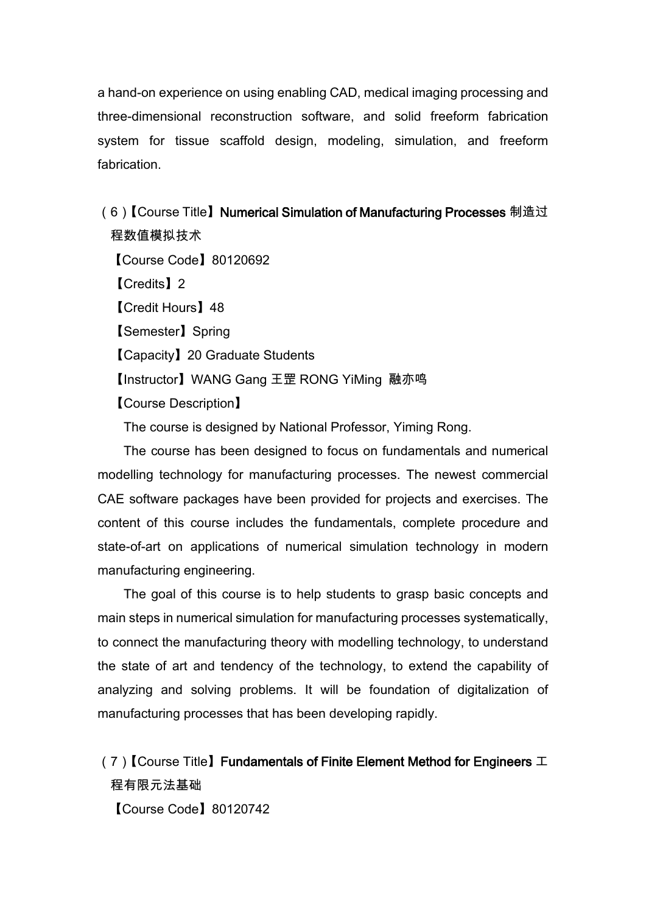a hand-on experience on using enabling CAD, medical imaging processing and three-dimensional reconstruction software, and solid freeform fabrication system for tissue scaffold design, modeling, simulation, and freeform fabrication.

（6）【Course Title】**Numerical Simulation of Manufacturing Processes** 制造过程数值模拟技术

【Course Code】80120692

【Credits】2

【Credit Hours】48

【Semester】Spring

【Capacity】20 Graduate Students

【Instructor】WANG Gang 王罡 RONG YiMing 融亦鸣

【Course Description】

The course is designed by National Professor, Yiming Rong.

The course has been designed to focus on fundamentals and numerical modelling technology for manufacturing processes. The newest commercial CAE software packages have been provided for projects and exercises. The content of this course includes the fundamentals, complete procedure and state-of-art on applications of numerical simulation technology in modern manufacturing engineering.

The goal of this course is to help students to grasp basic concepts and main steps in numerical simulation for manufacturing processes systematically, to connect the manufacturing theory with modelling technology, to understand the state of art and tendency of the technology, to extend the capability of analyzing and solving problems. It will be foundation of digitalization of manufacturing processes that has been developing rapidly.

（7）【Course Title】**Fundamentals of Finite Element Method for Engineers** 工程有限元法基础

【Course Code】80120742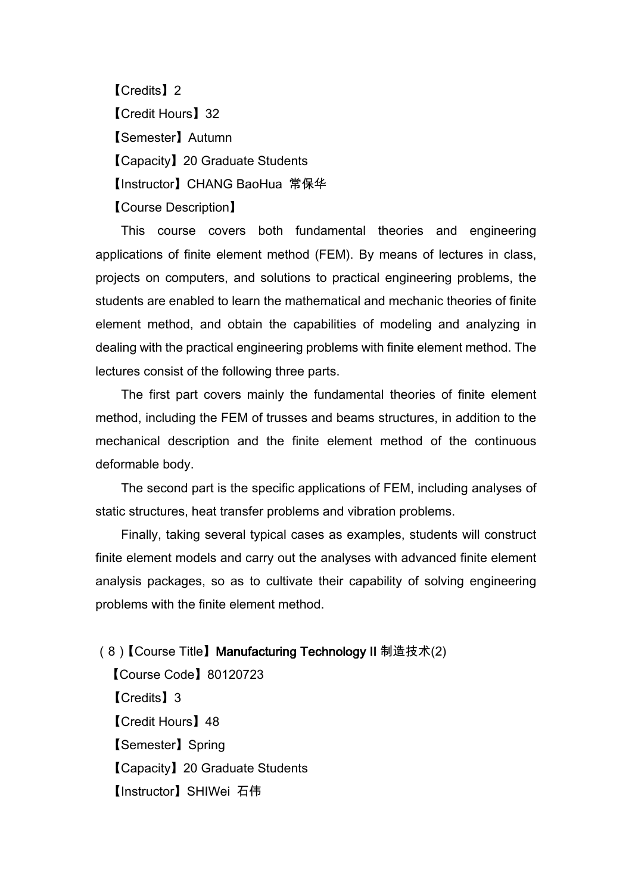【Credits】2

【Credit Hours】32

【Semester】Autumn

【Capacity】20 Graduate Students

【Instructor】CHANG BaoHua 常保华

【Course Description】

This course covers both fundamental theories and engineering applications of finite element method (FEM). By means of lectures in class, projects on computers, and solutions to practical engineering problems, the students are enabled to learn the mathematical and mechanic theories of finite element method, and obtain the capabilities of modeling and analyzing in dealing with the practical engineering problems with finite element method. The lectures consist of the following three parts.

The first part covers mainly the fundamental theories of finite element method, including the FEM of trusses and beams structures, in addition to the mechanical description and the finite element method of the continuous deformable body.

The second part is the specific applications of FEM, including analyses of static structures, heat transfer problems and vibration problems.

Finally, taking several typical cases as examples, students will construct finite element models and carry out the analyses with advanced finite element analysis packages, so as to cultivate their capability of solving engineering problems with the finite element method.

（8）【Course Title】**Manufacturing Technology II** 制造技术(2)

【Course Code】80120723

【Credits】3

【Credit Hours】48

【Semester】Spring

【Capacity】20 Graduate Students

【Instructor】SHIWei 石伟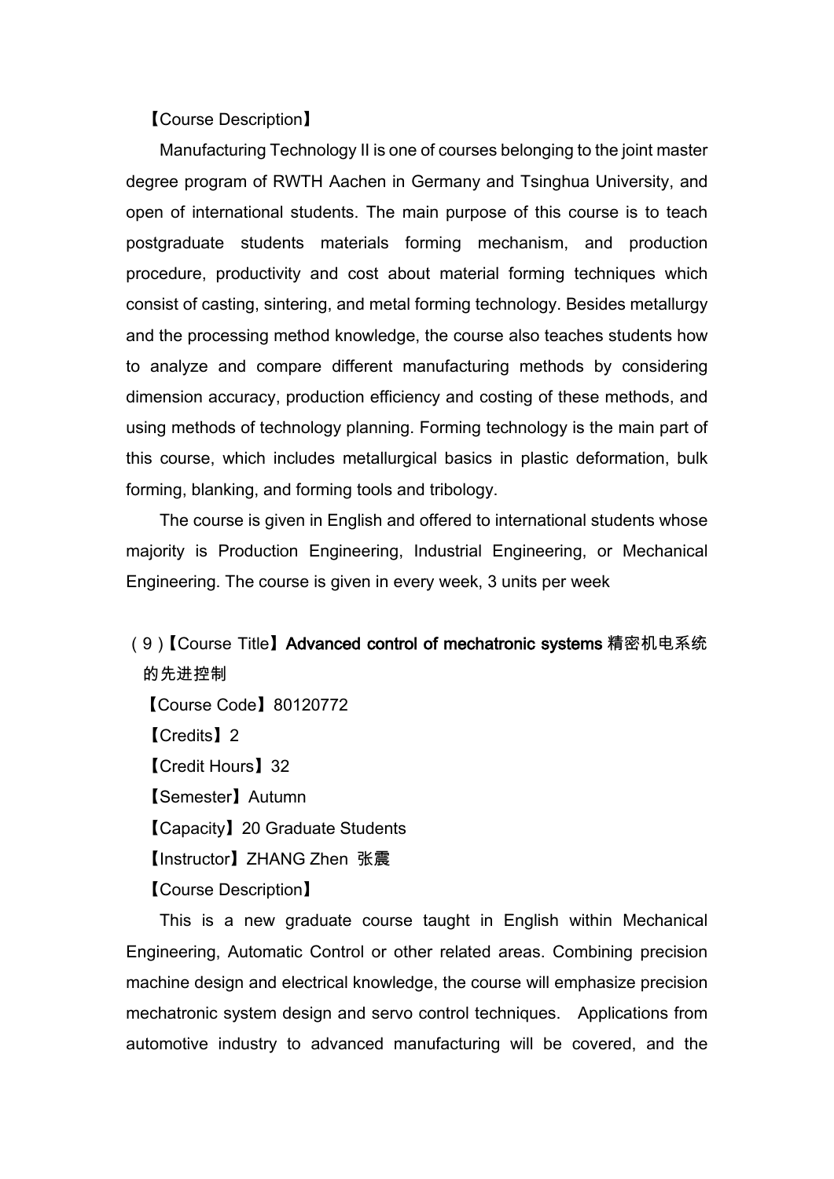【Course Description】

Manufacturing Technology II is one of courses belonging to the joint master degree program of RWTH Aachen in Germany and Tsinghua University, and open of international students. The main purpose of this course is to teach postgraduate students materials forming mechanism, and production procedure, productivity and cost about material forming techniques which consist of casting, sintering, and metal forming technology. Besides metallurgy and the processing method knowledge, the course also teaches students how to analyze and compare different manufacturing methods by considering dimension accuracy, production efficiency and costing of these methods, and using methods of technology planning. Forming technology is the main part of this course, which includes metallurgical basics in plastic deformation, bulk forming, blanking, and forming tools and tribology.

The course is given in English and offered to international students whose majority is Production Engineering, Industrial Engineering, or Mechanical Engineering. The course is given in every week, 3 units per week

（9）【Course Title】**Advanced control of mechatronic systems 精密机电系统的先进控制**

【Course Code】80120772

【Credits】2

【Credit Hours】32

【Semester】Autumn

【Capacity】20 Graduate Students

【Instructor】ZHANG Zhen 张震

【Course Description】

This is a new graduate course taught in English within Mechanical Engineering, Automatic Control or other related areas. Combining precision machine design and electrical knowledge, the course will emphasize precision mechatronic system design and servo control techniques. Applications from automotive industry to advanced manufacturing will be covered, and the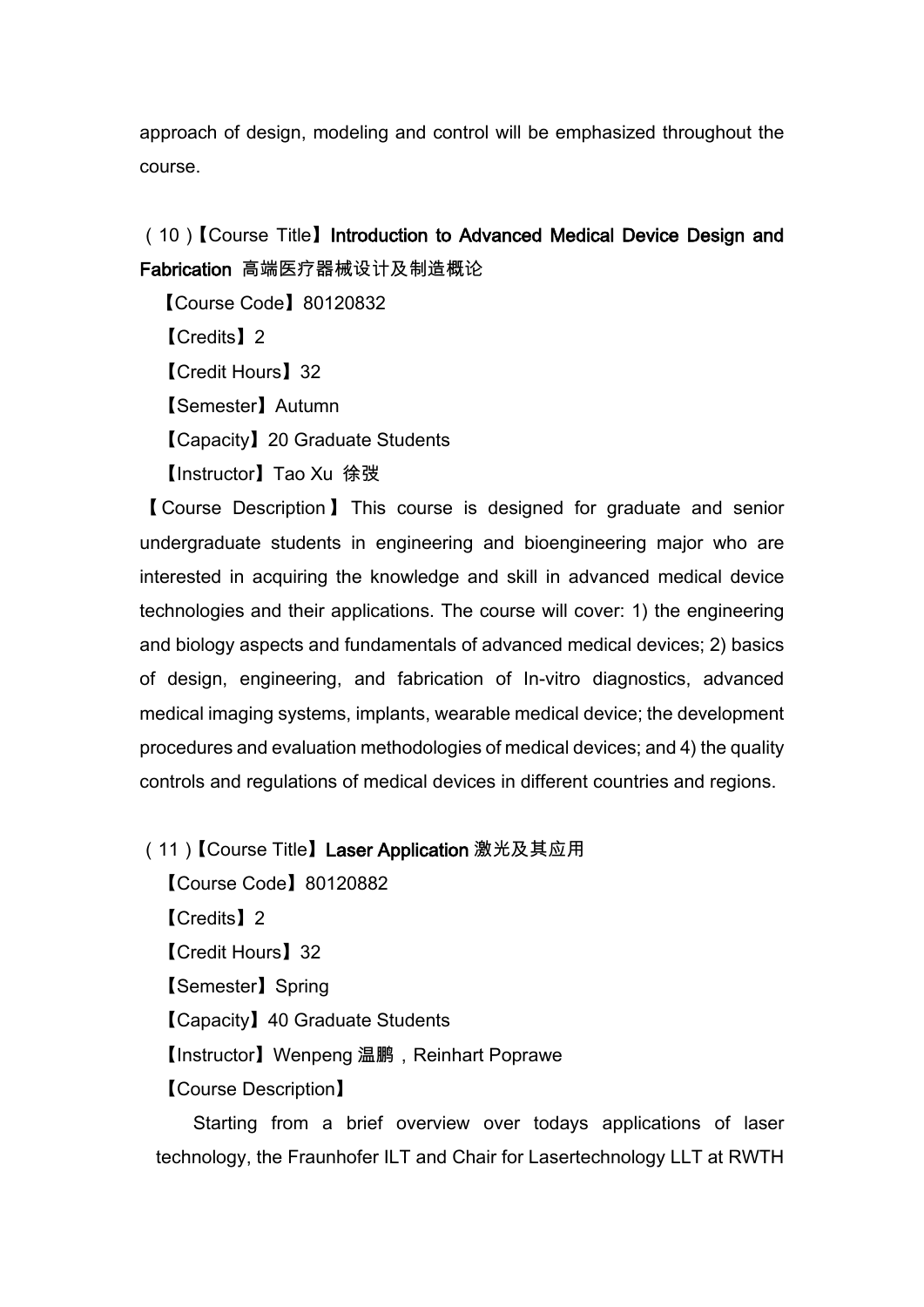approach of design, modeling and control will be emphasized throughout the course.

（10）【Course Title】**Introduction to Advanced Medical Device Design and Fabrication 高端医疗器械设计及制造概论**

【Course Code】80120832

【Credits】2

【Credit Hours】32

【Semester】Autumn

【Capacity】20 Graduate Students

【Instructor】Tao Xu 徐弢

【Course Description】This course is designed for graduate and senior undergraduate students in engineering and bioengineering major who are interested in acquiring the knowledge and skill in advanced medical device technologies and their applications. The course will cover: 1) the engineering and biology aspects and fundamentals of advanced medical devices; 2) basics of design, engineering, and fabrication of In-vitro diagnostics, advanced medical imaging systems, implants, wearable medical device; the development procedures and evaluation methodologies of medical devices; and 4) the quality controls and regulations of medical devices in different countries and regions.

（11）【Course Title】**Laser Application 激光及其应用**

【Course Code】80120882

【Credits】2

【Credit Hours】32

【Semester】Spring

【Capacity】40 Graduate Students

【Instructor】Wenpeng 温鹏，Reinhart Poprawe

【Course Description】

Starting from a brief overview over todays applications of laser technology, the Fraunhofer ILT and Chair for Lasertechnology LLT at RWTH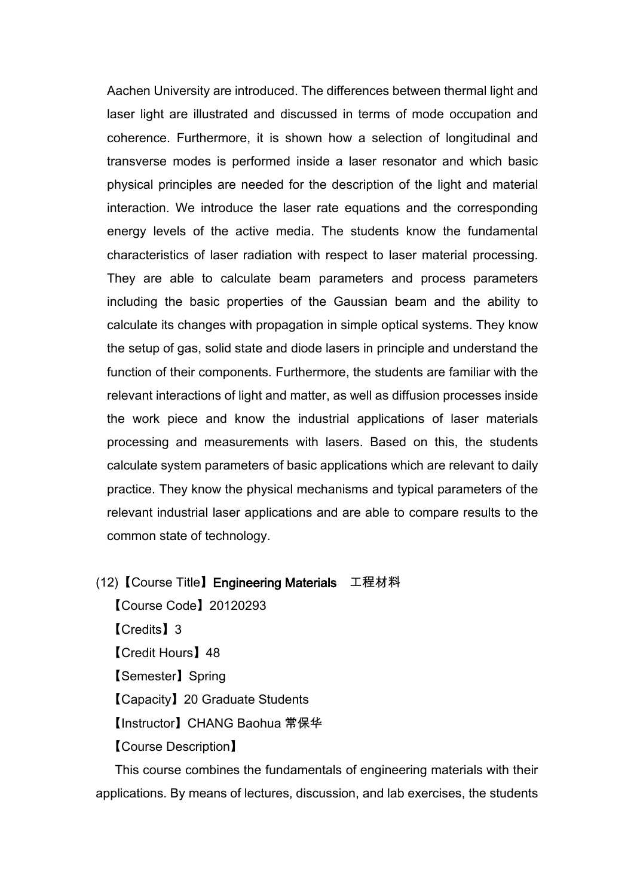Aachen University are introduced. The differences between thermal light and laser light are illustrated and discussed in terms of mode occupation and coherence. Furthermore, it is shown how a selection of longitudinal and transverse modes is performed inside a laser resonator and which basic physical principles are needed for the description of the light and material interaction. We introduce the laser rate equations and the corresponding energy levels of the active media. The students know the fundamental characteristics of laser radiation with respect to laser material processing. They are able to calculate beam parameters and process parameters including the basic properties of the Gaussian beam and the ability to calculate its changes with propagation in simple optical systems. They know the setup of gas, solid state and diode lasers in principle and understand the function of their components. Furthermore, the students are familiar with the relevant interactions of light and matter, as well as diffusion processes inside the work piece and know the industrial applications of laser materials processing and measurements with lasers. Based on this, the students calculate system parameters of basic applications which are relevant to daily practice. They know the physical mechanisms and typical parameters of the relevant industrial laser applications and are able to compare results to the common state of technology.

(12)【Course Title】**Engineering Materials** 工程材料

【Course Code】20120293

【Credits】3

【Credit Hours】48

【Semester】Spring

【Capacity】20 Graduate Students

【Instructor】CHANG Baohua 常保华

【Course Description】

This course combines the fundamentals of engineering materials with their applications. By means of lectures, discussion, and lab exercises, the students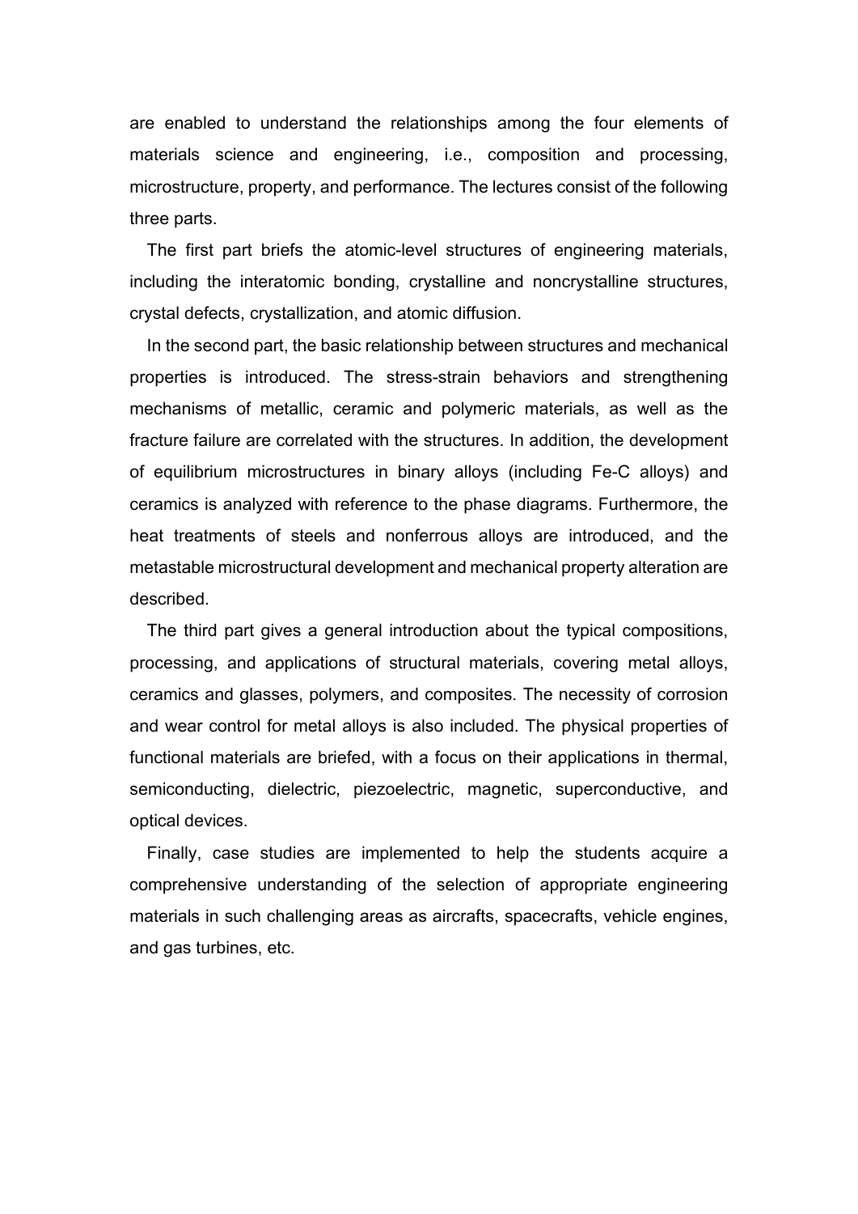are enabled to understand the relationships among the four elements of materials science and engineering, i.e., composition and processing, microstructure, property, and performance. The lectures consist of the following three parts.

The first part briefs the atomic-level structures of engineering materials, including the interatomic bonding, crystalline and noncrystalline structures, crystal defects, crystallization, and atomic diffusion.

In the second part, the basic relationship between structures and mechanical properties is introduced. The stress-strain behaviors and strengthening mechanisms of metallic, ceramic and polymeric materials, as well as the fracture failure are correlated with the structures. In addition, the development of equilibrium microstructures in binary alloys (including Fe-C alloys) and ceramics is analyzed with reference to the phase diagrams. Furthermore, the heat treatments of steels and nonferrous alloys are introduced, and the metastable microstructural development and mechanical property alteration are described.

The third part gives a general introduction about the typical compositions, processing, and applications of structural materials, covering metal alloys, ceramics and glasses, polymers, and composites. The necessity of corrosion and wear control for metal alloys is also included. The physical properties of functional materials are briefed, with a focus on their applications in thermal, semiconducting, dielectric, piezoelectric, magnetic, superconductive, and optical devices.

Finally, case studies are implemented to help the students acquire a comprehensive understanding of the selection of appropriate engineering materials in such challenging areas as aircrafts, spacecrafts, vehicle engines, and gas turbines, etc.